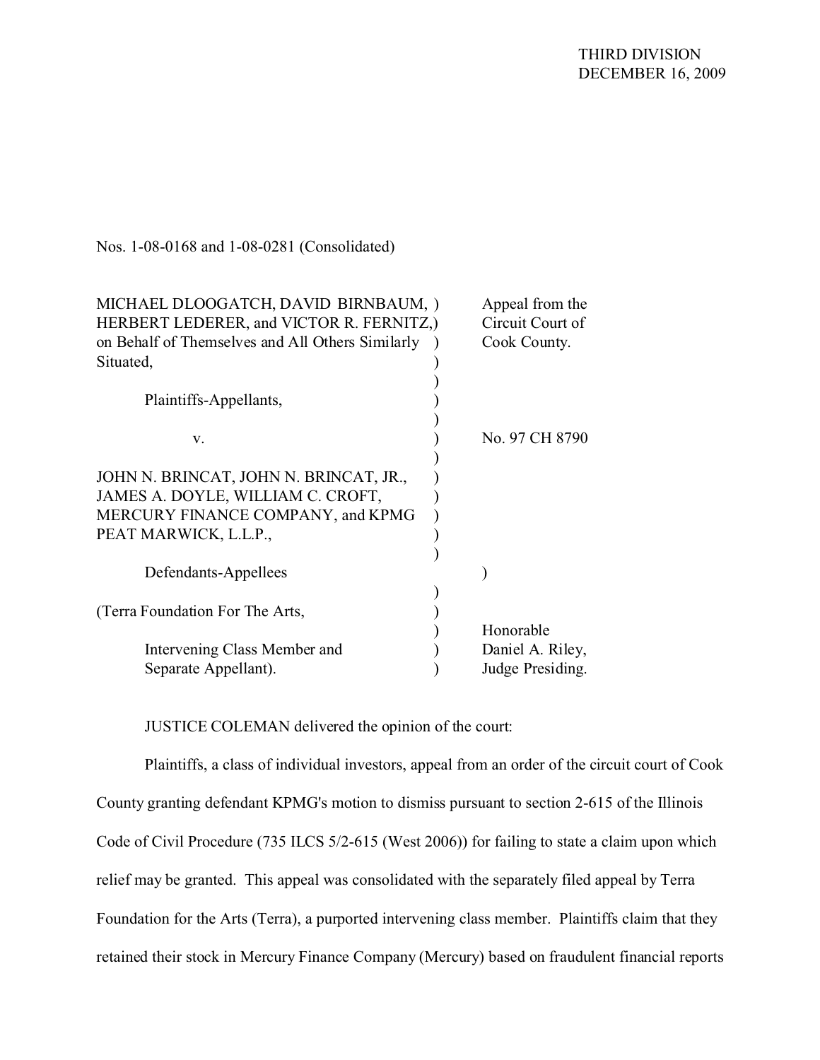THIRD DIVISION
DECEMBER 16, 2009

Nos. 1-08-0168 and 1-08-0281 (Consolidated)

| | |
|---|---|
| MICHAEL DLOOGATCH, DAVID BIRNBAUM, HERBERT LEDERER, and VICTOR R. FERNITZ, on Behalf of Themselves and All Others Similarly Situated, | Appeal from the Circuit Court of Cook County. |
| Plaintiffs-Appellants, | |
| v. | No. 97 CH 8790 |
| JOHN N. BRINCAT, JOHN N. BRINCAT, JR., JAMES A. DOYLE, WILLIAM C. CROFT, MERCURY FINANCE COMPANY, and KPMG PEAT MARWICK, L.L.P., | |
| Defendants-Appellees | |
| (Terra Foundation For The Arts, | |
| Intervening Class Member and Separate Appellant). | Honorable Daniel A. Riley, Judge Presiding. |

JUSTICE COLEMAN delivered the opinion of the court:

Plaintiffs, a class of individual investors, appeal from an order of the circuit court of Cook County granting defendant KPMG's motion to dismiss pursuant to section 2-615 of the Illinois Code of Civil Procedure (735 ILCS 5/2-615 (West 2006)) for failing to state a claim upon which relief may be granted. This appeal was consolidated with the separately filed appeal by Terra Foundation for the Arts (Terra), a purported intervening class member. Plaintiffs claim that they retained their stock in Mercury Finance Company (Mercury) based on fraudulent financial reports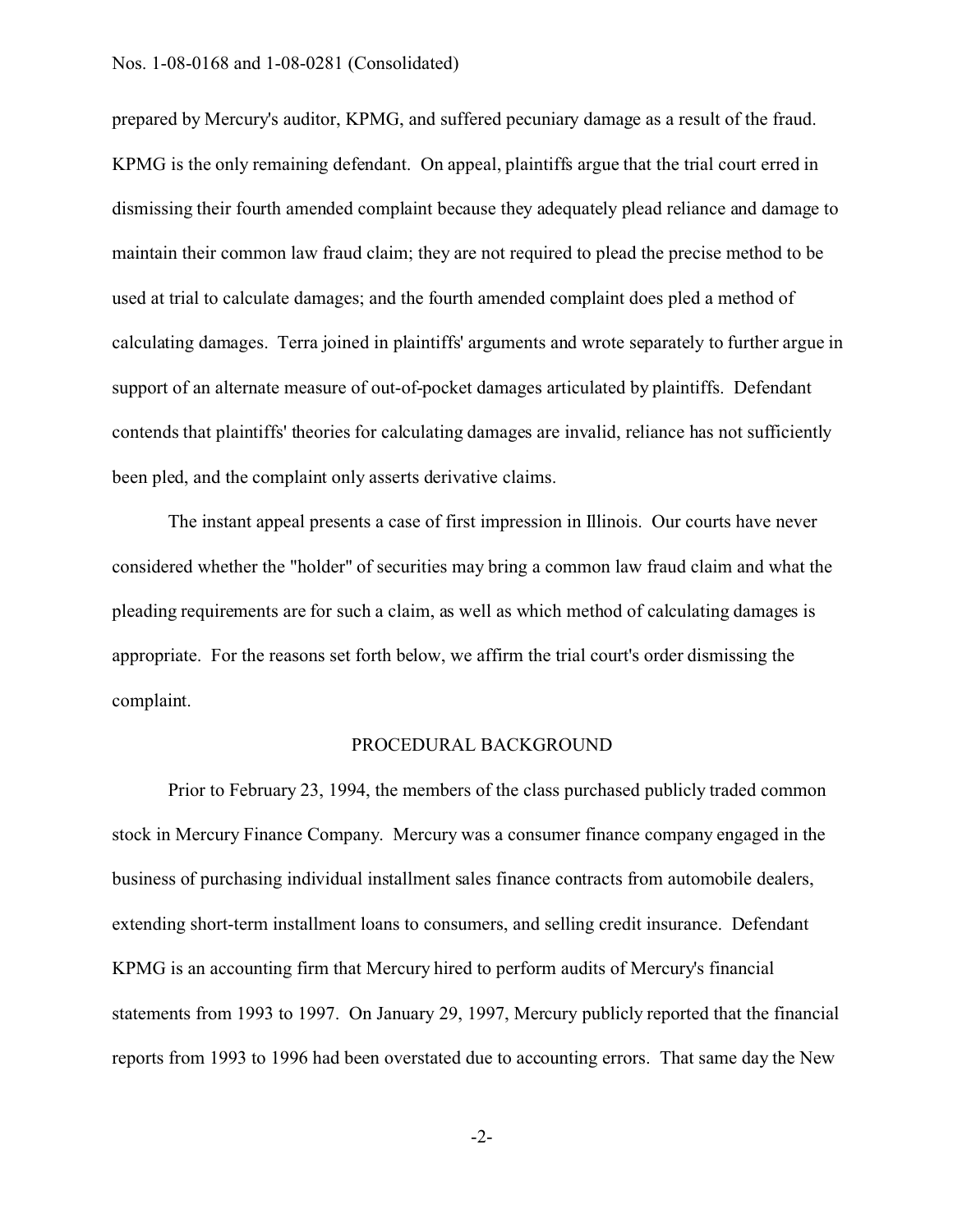prepared by Mercury's auditor, KPMG, and suffered pecuniary damage as a result of the fraud. KPMG is the only remaining defendant. On appeal, plaintiffs argue that the trial court erred in dismissing their fourth amended complaint because they adequately plead reliance and damage to maintain their common law fraud claim; they are not required to plead the precise method to be used at trial to calculate damages; and the fourth amended complaint does pled a method of calculating damages. Terra joined in plaintiffs' arguments and wrote separately to further argue in support of an alternate measure of out-of-pocket damages articulated by plaintiffs. Defendant contends that plaintiffs' theories for calculating damages are invalid, reliance has not sufficiently been pled, and the complaint only asserts derivative claims.

The instant appeal presents a case of first impression in Illinois. Our courts have never considered whether the "holder" of securities may bring a common law fraud claim and what the pleading requirements are for such a claim, as well as which method of calculating damages is appropriate. For the reasons set forth below, we affirm the trial court's order dismissing the complaint.

## PROCEDURAL BACKGROUND

Prior to February 23, 1994, the members of the class purchased publicly traded common stock in Mercury Finance Company. Mercury was a consumer finance company engaged in the business of purchasing individual installment sales finance contracts from automobile dealers, extending short-term installment loans to consumers, and selling credit insurance. Defendant KPMG is an accounting firm that Mercury hired to perform audits of Mercury's financial statements from 1993 to 1997. On January 29, 1997, Mercury publicly reported that the financial reports from 1993 to 1996 had been overstated due to accounting errors. That same day the New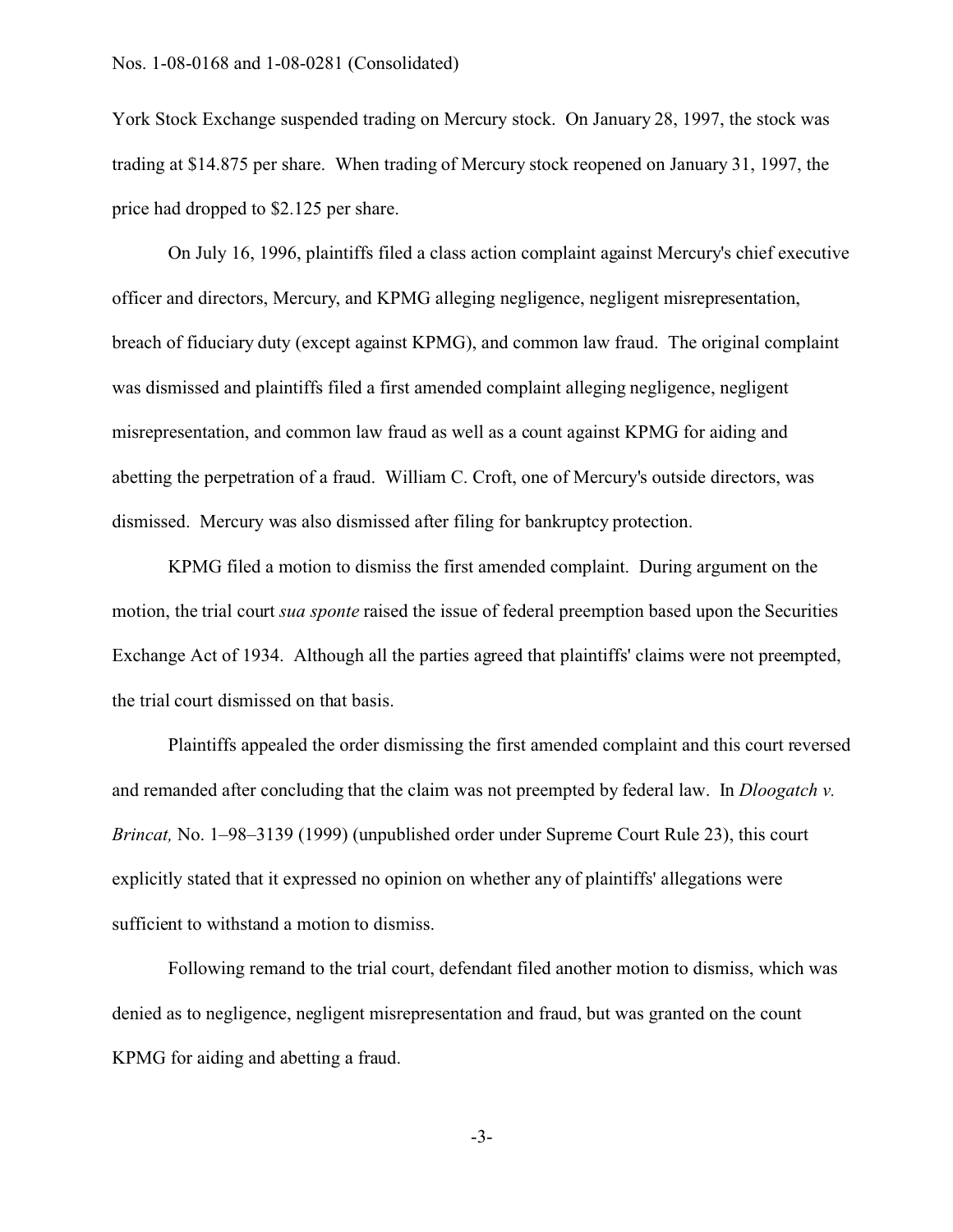York Stock Exchange suspended trading on Mercury stock. On January 28, 1997, the stock was trading at \$14.875 per share. When trading of Mercury stock reopened on January 31, 1997, the price had dropped to \$2.125 per share.

On July 16, 1996, plaintiffs filed a class action complaint against Mercury's chief executive officer and directors, Mercury, and KPMG alleging negligence, negligent misrepresentation, breach of fiduciary duty (except against KPMG), and common law fraud. The original complaint was dismissed and plaintiffs filed a first amended complaint alleging negligence, negligent misrepresentation, and common law fraud as well as a count against KPMG for aiding and abetting the perpetration of a fraud. William C. Croft, one of Mercury's outside directors, was dismissed. Mercury was also dismissed after filing for bankruptcy protection.

KPMG filed a motion to dismiss the first amended complaint. During argument on the motion, the trial court *sua sponte* raised the issue of federal preemption based upon the Securities Exchange Act of 1934. Although all the parties agreed that plaintiffs' claims were not preempted, the trial court dismissed on that basis.

Plaintiffs appealed the order dismissing the first amended complaint and this court reversed and remanded after concluding that the claim was not preempted by federal law. In *Dloogatch v. Brincat,* No. 1–98–3139 (1999) (unpublished order under Supreme Court Rule 23), this court explicitly stated that it expressed no opinion on whether any of plaintiffs' allegations were sufficient to withstand a motion to dismiss.

Following remand to the trial court, defendant filed another motion to dismiss, which was denied as to negligence, negligent misrepresentation and fraud, but was granted on the count KPMG for aiding and abetting a fraud.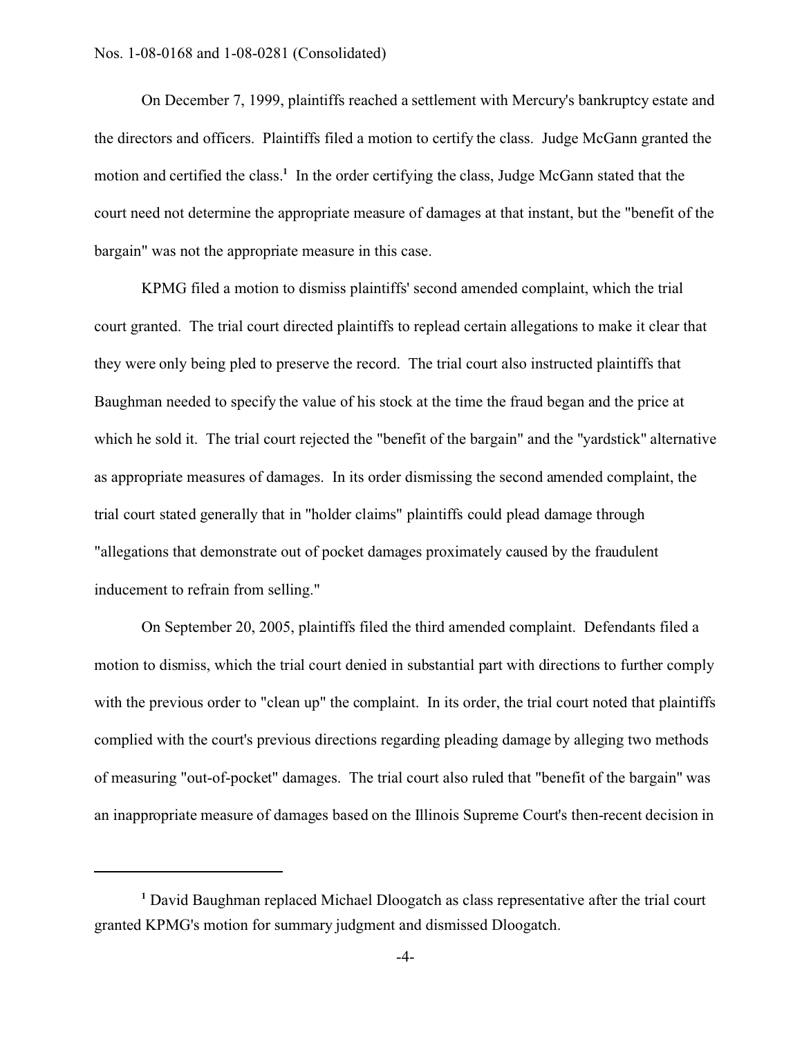On December 7, 1999, plaintiffs reached a settlement with Mercury's bankruptcy estate and the directors and officers. Plaintiffs filed a motion to certify the class. Judge McGann granted the motion and certified the class.[1] In the order certifying the class, Judge McGann stated that the court need not determine the appropriate measure of damages at that instant, but the "benefit of the bargain" was not the appropriate measure in this case.

KPMG filed a motion to dismiss plaintiffs' second amended complaint, which the trial court granted. The trial court directed plaintiffs to replead certain allegations to make it clear that they were only being pled to preserve the record. The trial court also instructed plaintiffs that Baughman needed to specify the value of his stock at the time the fraud began and the price at which he sold it. The trial court rejected the "benefit of the bargain" and the "yardstick" alternative as appropriate measures of damages. In its order dismissing the second amended complaint, the trial court stated generally that in "holder claims" plaintiffs could plead damage through "allegations that demonstrate out of pocket damages proximately caused by the fraudulent inducement to refrain from selling."

On September 20, 2005, plaintiffs filed the third amended complaint. Defendants filed a motion to dismiss, which the trial court denied in substantial part with directions to further comply with the previous order to "clean up" the complaint. In its order, the trial court noted that plaintiffs complied with the court's previous directions regarding pleading damage by alleging two methods of measuring "out-of-pocket" damages. The trial court also ruled that "benefit of the bargain" was an inappropriate measure of damages based on the Illinois Supreme Court's then-recent decision in

---

[1] David Baughman replaced Michael Dloogatch as class representative after the trial court granted KPMG's motion for summary judgment and dismissed Dloogatch.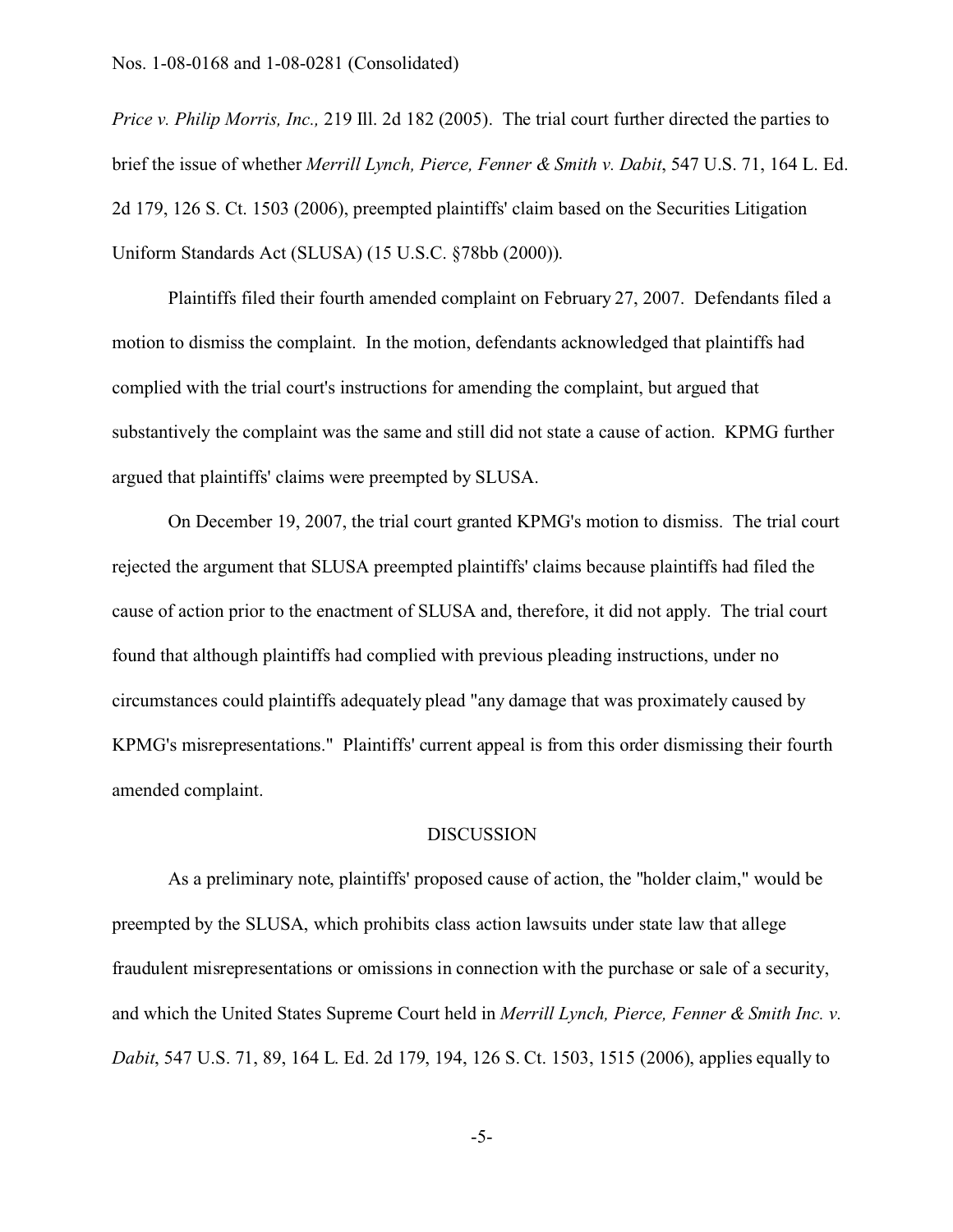*Price v. Philip Morris, Inc.,* 219 Ill. 2d 182 (2005). The trial court further directed the parties to brief the issue of whether *Merrill Lynch, Pierce, Fenner & Smith v. Dabit*, 547 U.S. 71, 164 L. Ed. 2d 179, 126 S. Ct. 1503 (2006), preempted plaintiffs' claim based on the Securities Litigation Uniform Standards Act (SLUSA) (15 U.S.C. §78bb (2000)).

Plaintiffs filed their fourth amended complaint on February 27, 2007. Defendants filed a motion to dismiss the complaint. In the motion, defendants acknowledged that plaintiffs had complied with the trial court's instructions for amending the complaint, but argued that substantively the complaint was the same and still did not state a cause of action. KPMG further argued that plaintiffs' claims were preempted by SLUSA.

On December 19, 2007, the trial court granted KPMG's motion to dismiss. The trial court rejected the argument that SLUSA preempted plaintiffs' claims because plaintiffs had filed the cause of action prior to the enactment of SLUSA and, therefore, it did not apply. The trial court found that although plaintiffs had complied with previous pleading instructions, under no circumstances could plaintiffs adequately plead "any damage that was proximately caused by KPMG's misrepresentations." Plaintiffs' current appeal is from this order dismissing their fourth amended complaint.

DISCUSSION

As a preliminary note, plaintiffs' proposed cause of action, the "holder claim," would be preempted by the SLUSA, which prohibits class action lawsuits under state law that allege fraudulent misrepresentations or omissions in connection with the purchase or sale of a security, and which the United States Supreme Court held in *Merrill Lynch, Pierce, Fenner & Smith Inc. v. Dabit*, 547 U.S. 71, 89, 164 L. Ed. 2d 179, 194, 126 S. Ct. 1503, 1515 (2006), applies equally to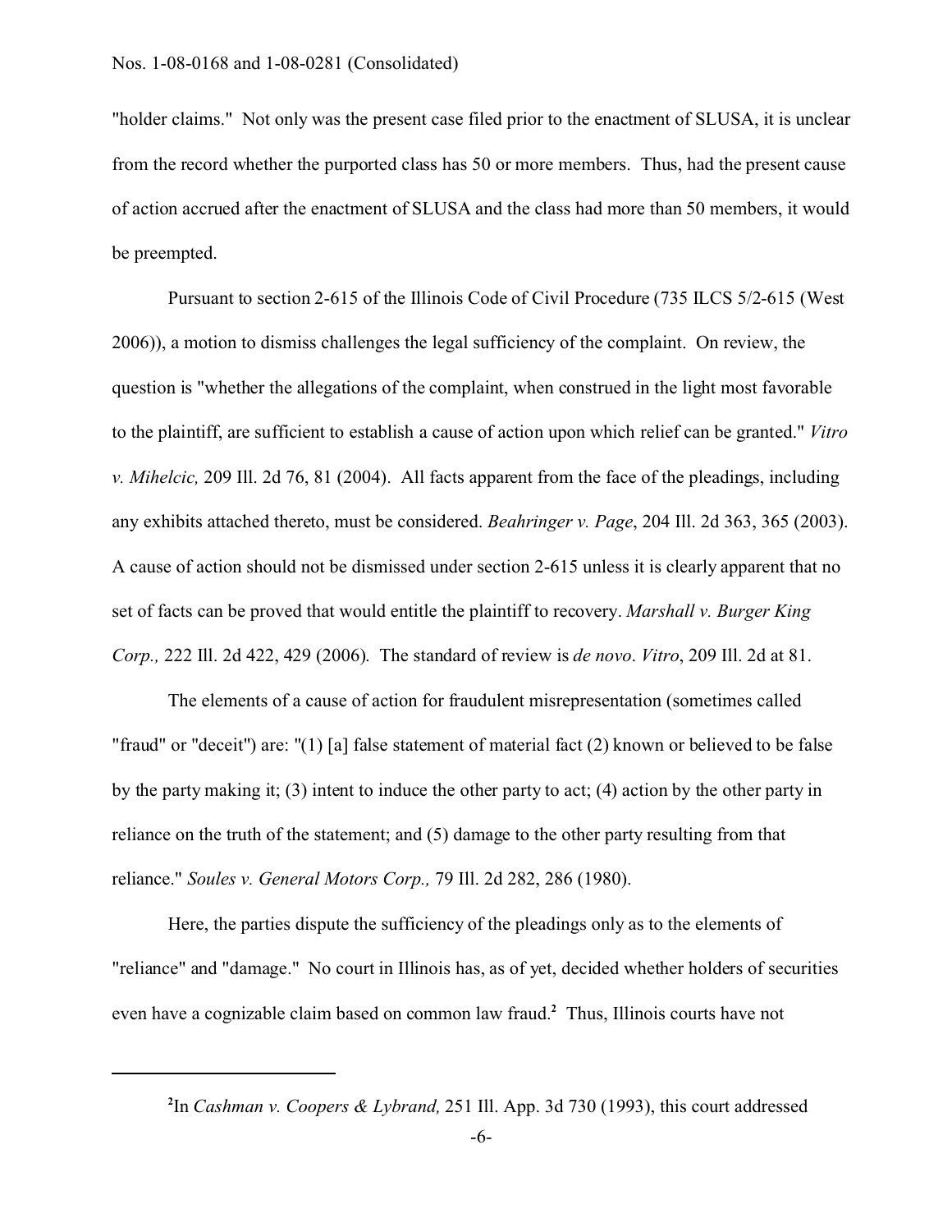"holder claims." Not only was the present case filed prior to the enactment of SLUSA, it is unclear from the record whether the purported class has 50 or more members. Thus, had the present cause of action accrued after the enactment of SLUSA and the class had more than 50 members, it would be preempted.

Pursuant to section 2-615 of the Illinois Code of Civil Procedure (735 ILCS 5/2-615 (West 2006)), a motion to dismiss challenges the legal sufficiency of the complaint. On review, the question is "whether the allegations of the complaint, when construed in the light most favorable to the plaintiff, are sufficient to establish a cause of action upon which relief can be granted." *Vitro v. Mihelcic,* 209 Ill. 2d 76, 81 (2004). All facts apparent from the face of the pleadings, including any exhibits attached thereto, must be considered. *Beahringer v. Page*, 204 Ill. 2d 363, 365 (2003). A cause of action should not be dismissed under section 2-615 unless it is clearly apparent that no set of facts can be proved that would entitle the plaintiff to recovery. *Marshall v. Burger King Corp.,* 222 Ill. 2d 422, 429 (2006). The standard of review is *de novo*. *Vitro*, 209 Ill. 2d at 81.

The elements of a cause of action for fraudulent misrepresentation (sometimes called "fraud" or "deceit") are: "(1) [a] false statement of material fact (2) known or believed to be false by the party making it; (3) intent to induce the other party to act; (4) action by the other party in reliance on the truth of the statement; and (5) damage to the other party resulting from that reliance." *Soules v. General Motors Corp.,* 79 Ill. 2d 282, 286 (1980).

Here, the parties dispute the sufficiency of the pleadings only as to the elements of "reliance" and "damage." No court in Illinois has, as of yet, decided whether holders of securities even have a cognizable claim based on common law fraud.[2] Thus, Illinois courts have not

---

[2]In *Cashman v. Coopers & Lybrand,* 251 Ill. App. 3d 730 (1993), this court addressed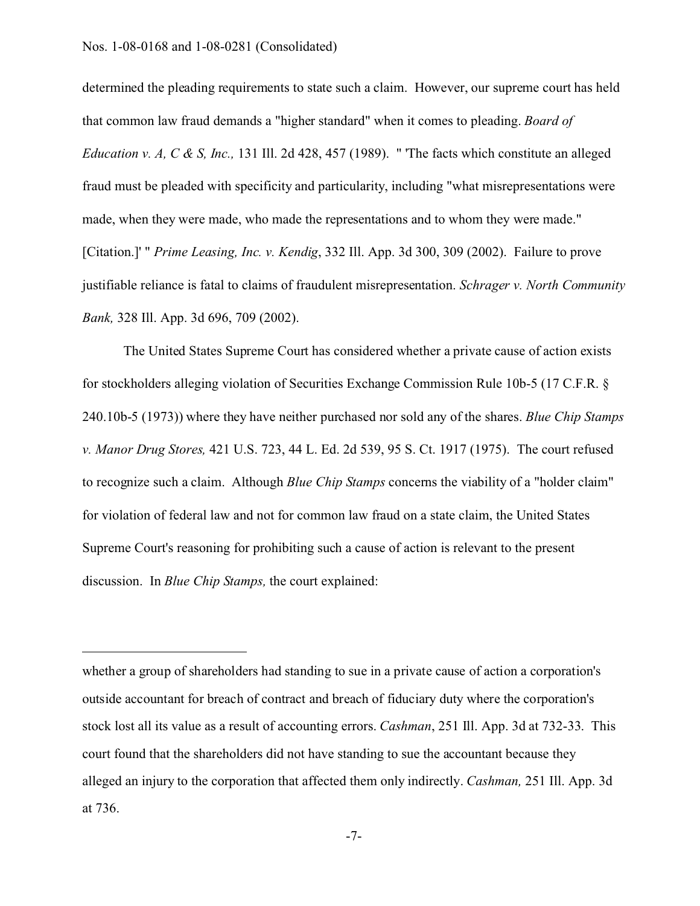determined the pleading requirements to state such a claim. However, our supreme court has held that common law fraud demands a "higher standard" when it comes to pleading. *Board of Education v. A, C & S, Inc.,* 131 Ill. 2d 428, 457 (1989). " 'The facts which constitute an alleged fraud must be pleaded with specificity and particularity, including "what misrepresentations were made, when they were made, who made the representations and to whom they were made." [Citation.]' " *Prime Leasing, Inc. v. Kendig*, 332 Ill. App. 3d 300, 309 (2002). Failure to prove justifiable reliance is fatal to claims of fraudulent misrepresentation. *Schrager v. North Community Bank,* 328 Ill. App. 3d 696, 709 (2002).

The United States Supreme Court has considered whether a private cause of action exists for stockholders alleging violation of Securities Exchange Commission Rule 10b-5 (17 C.F.R. § 240.10b-5 (1973)) where they have neither purchased nor sold any of the shares. *Blue Chip Stamps v. Manor Drug Stores,* 421 U.S. 723, 44 L. Ed. 2d 539, 95 S. Ct. 1917 (1975). The court refused to recognize such a claim. Although *Blue Chip Stamps* concerns the viability of a "holder claim" for violation of federal law and not for common law fraud on a state claim, the United States Supreme Court's reasoning for prohibiting such a cause of action is relevant to the present discussion. In *Blue Chip Stamps,* the court explained:

---

whether a group of shareholders had standing to sue in a private cause of action a corporation's outside accountant for breach of contract and breach of fiduciary duty where the corporation's stock lost all its value as a result of accounting errors. *Cashman*, 251 Ill. App. 3d at 732-33. This court found that the shareholders did not have standing to sue the accountant because they alleged an injury to the corporation that affected them only indirectly. *Cashman,* 251 Ill. App. 3d at 736.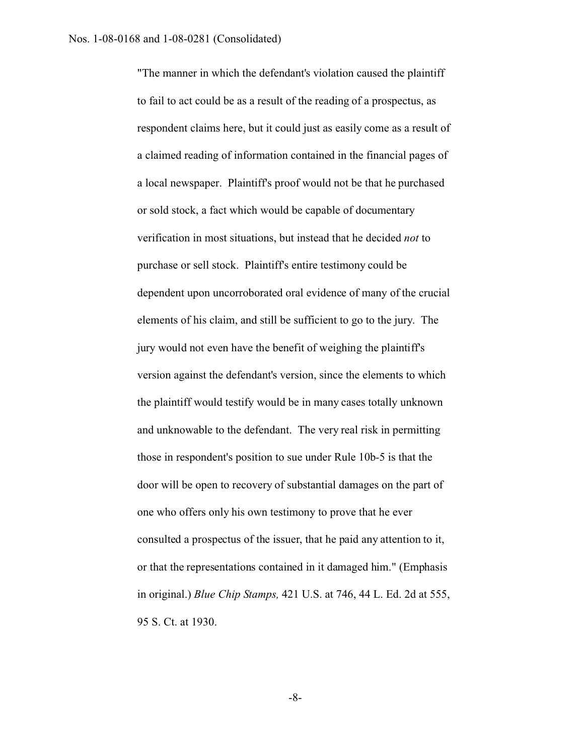"The manner in which the defendant's violation caused the plaintiff to fail to act could be as a result of the reading of a prospectus, as respondent claims here, but it could just as easily come as a result of a claimed reading of information contained in the financial pages of a local newspaper. Plaintiff's proof would not be that he purchased or sold stock, a fact which would be capable of documentary verification in most situations, but instead that he decided *not* to purchase or sell stock. Plaintiff's entire testimony could be dependent upon uncorroborated oral evidence of many of the crucial elements of his claim, and still be sufficient to go to the jury. The jury would not even have the benefit of weighing the plaintiff's version against the defendant's version, since the elements to which the plaintiff would testify would be in many cases totally unknown and unknowable to the defendant. The very real risk in permitting those in respondent's position to sue under Rule 10b-5 is that the door will be open to recovery of substantial damages on the part of one who offers only his own testimony to prove that he ever consulted a prospectus of the issuer, that he paid any attention to it, or that the representations contained in it damaged him." (Emphasis in original.) *Blue Chip Stamps,* 421 U.S. at 746, 44 L. Ed. 2d at 555, 95 S. Ct. at 1930.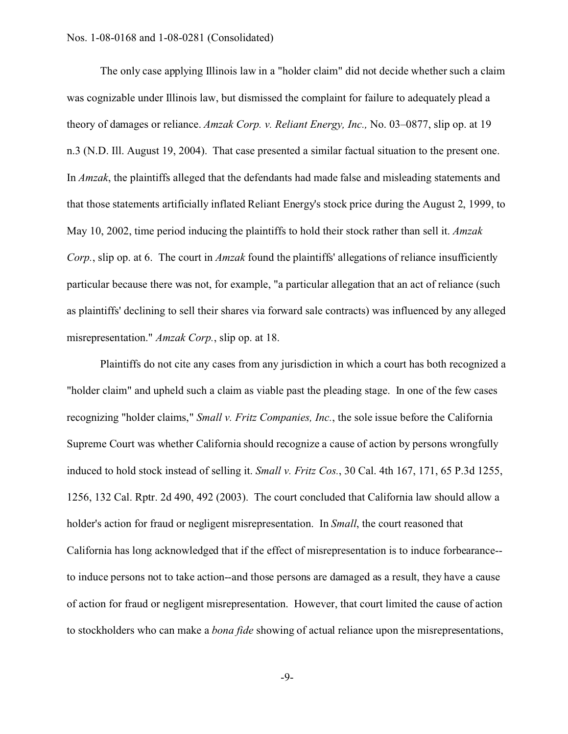The only case applying Illinois law in a "holder claim" did not decide whether such a claim was cognizable under Illinois law, but dismissed the complaint for failure to adequately plead a theory of damages or reliance. *Amzak Corp. v. Reliant Energy, Inc.,* No. 03–0877, slip op. at 19 n.3 (N.D. Ill. August 19, 2004). That case presented a similar factual situation to the present one. In *Amzak*, the plaintiffs alleged that the defendants had made false and misleading statements and that those statements artificially inflated Reliant Energy's stock price during the August 2, 1999, to May 10, 2002, time period inducing the plaintiffs to hold their stock rather than sell it. *Amzak Corp.*, slip op. at 6. The court in *Amzak* found the plaintiffs' allegations of reliance insufficiently particular because there was not, for example, "a particular allegation that an act of reliance (such as plaintiffs' declining to sell their shares via forward sale contracts) was influenced by any alleged misrepresentation." *Amzak Corp.*, slip op. at 18.

Plaintiffs do not cite any cases from any jurisdiction in which a court has both recognized a "holder claim" and upheld such a claim as viable past the pleading stage. In one of the few cases recognizing "holder claims," *Small v. Fritz Companies, Inc.*, the sole issue before the California Supreme Court was whether California should recognize a cause of action by persons wrongfully induced to hold stock instead of selling it. *Small v. Fritz Cos.*, 30 Cal. 4th 167, 171, 65 P.3d 1255, 1256, 132 Cal. Rptr. 2d 490, 492 (2003). The court concluded that California law should allow a holder's action for fraud or negligent misrepresentation. In *Small*, the court reasoned that California has long acknowledged that if the effect of misrepresentation is to induce forbearance--to induce persons not to take action--and those persons are damaged as a result, they have a cause of action for fraud or negligent misrepresentation. However, that court limited the cause of action to stockholders who can make a *bona fide* showing of actual reliance upon the misrepresentations,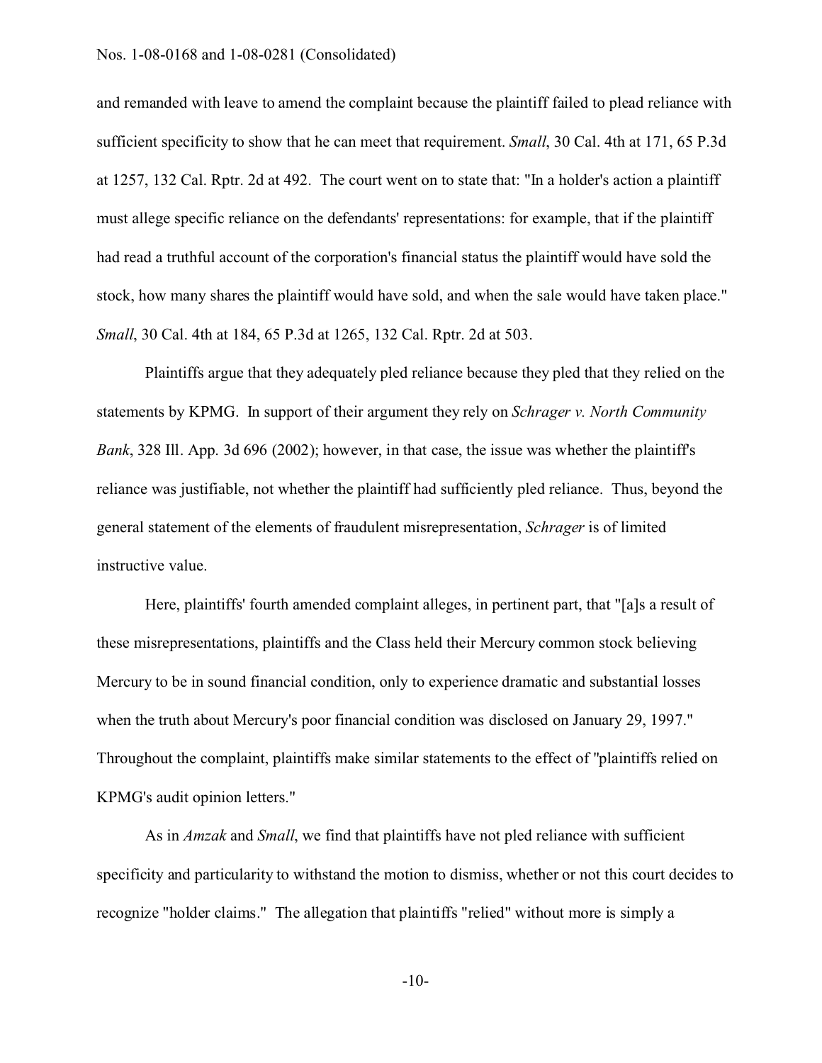and remanded with leave to amend the complaint because the plaintiff failed to plead reliance with sufficient specificity to show that he can meet that requirement. *Small*, 30 Cal. 4th at 171, 65 P.3d at 1257, 132 Cal. Rptr. 2d at 492. The court went on to state that: "In a holder's action a plaintiff must allege specific reliance on the defendants' representations: for example, that if the plaintiff had read a truthful account of the corporation's financial status the plaintiff would have sold the stock, how many shares the plaintiff would have sold, and when the sale would have taken place." *Small*, 30 Cal. 4th at 184, 65 P.3d at 1265, 132 Cal. Rptr. 2d at 503.

Plaintiffs argue that they adequately pled reliance because they pled that they relied on the statements by KPMG. In support of their argument they rely on *Schrager v. North Community Bank*, 328 Ill. App. 3d 696 (2002); however, in that case, the issue was whether the plaintiff's reliance was justifiable, not whether the plaintiff had sufficiently pled reliance. Thus, beyond the general statement of the elements of fraudulent misrepresentation, *Schrager* is of limited instructive value.

Here, plaintiffs' fourth amended complaint alleges, in pertinent part, that "[a]s a result of these misrepresentations, plaintiffs and the Class held their Mercury common stock believing Mercury to be in sound financial condition, only to experience dramatic and substantial losses when the truth about Mercury's poor financial condition was disclosed on January 29, 1997." Throughout the complaint, plaintiffs make similar statements to the effect of "plaintiffs relied on KPMG's audit opinion letters."

As in *Amzak* and *Small*, we find that plaintiffs have not pled reliance with sufficient specificity and particularity to withstand the motion to dismiss, whether or not this court decides to recognize "holder claims." The allegation that plaintiffs "relied" without more is simply a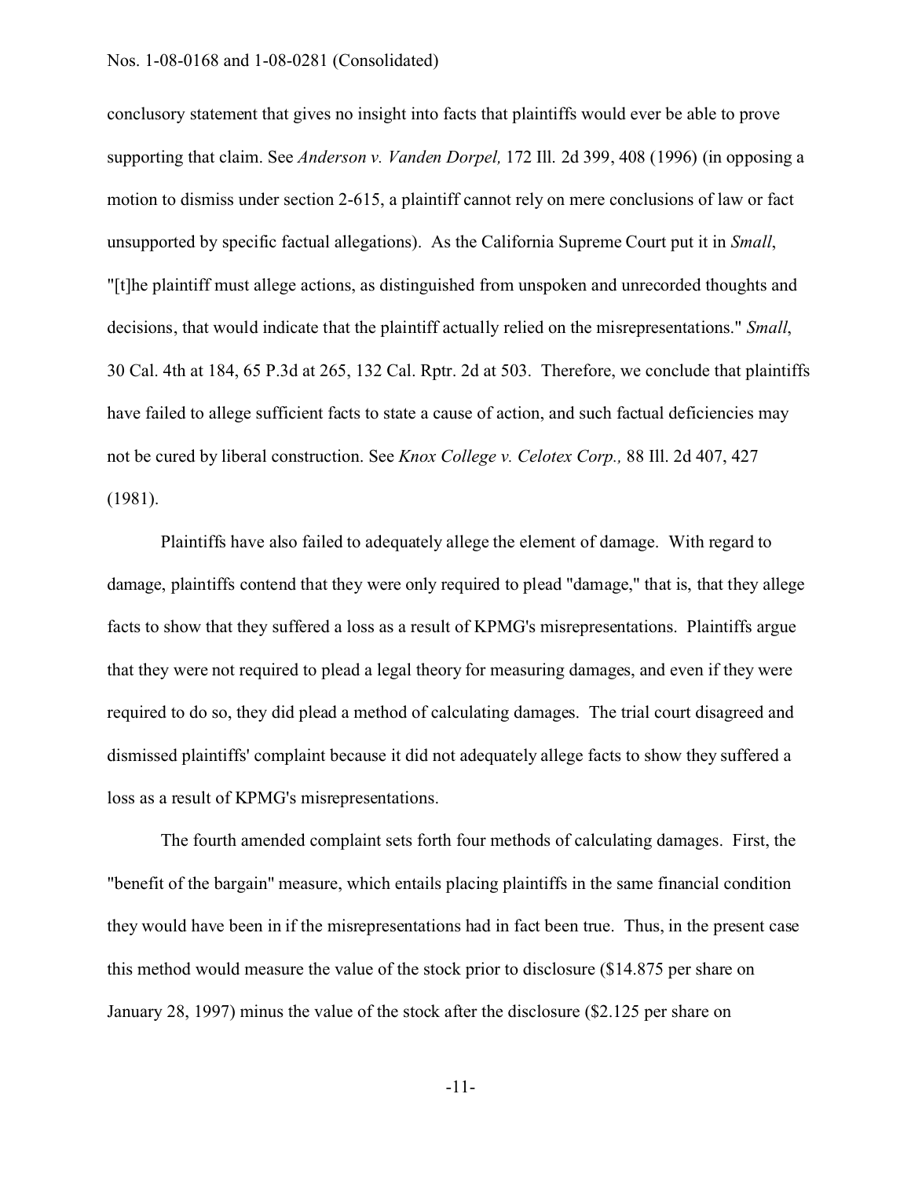conclusory statement that gives no insight into facts that plaintiffs would ever be able to prove supporting that claim. See *Anderson v. Vanden Dorpel,* 172 Ill. 2d 399, 408 (1996) (in opposing a motion to dismiss under section 2-615, a plaintiff cannot rely on mere conclusions of law or fact unsupported by specific factual allegations). As the California Supreme Court put it in *Small*, "[t]he plaintiff must allege actions, as distinguished from unspoken and unrecorded thoughts and decisions, that would indicate that the plaintiff actually relied on the misrepresentations." *Small*, 30 Cal. 4th at 184, 65 P.3d at 265, 132 Cal. Rptr. 2d at 503. Therefore, we conclude that plaintiffs have failed to allege sufficient facts to state a cause of action, and such factual deficiencies may not be cured by liberal construction. See *Knox College v. Celotex Corp.,* 88 Ill. 2d 407, 427 (1981).

Plaintiffs have also failed to adequately allege the element of damage. With regard to damage, plaintiffs contend that they were only required to plead "damage," that is, that they allege facts to show that they suffered a loss as a result of KPMG's misrepresentations. Plaintiffs argue that they were not required to plead a legal theory for measuring damages, and even if they were required to do so, they did plead a method of calculating damages. The trial court disagreed and dismissed plaintiffs' complaint because it did not adequately allege facts to show they suffered a loss as a result of KPMG's misrepresentations.

The fourth amended complaint sets forth four methods of calculating damages. First, the "benefit of the bargain" measure, which entails placing plaintiffs in the same financial condition they would have been in if the misrepresentations had in fact been true. Thus, in the present case this method would measure the value of the stock prior to disclosure ($14.875 per share on January 28, 1997) minus the value of the stock after the disclosure ($2.125 per share on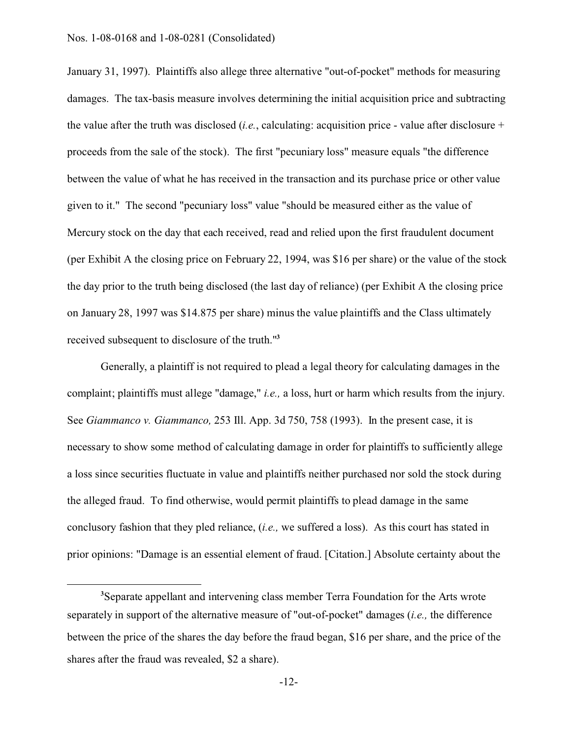January 31, 1997). Plaintiffs also allege three alternative "out-of-pocket" methods for measuring damages. The tax-basis measure involves determining the initial acquisition price and subtracting the value after the truth was disclosed (*i.e.*, calculating: acquisition price - value after disclosure + proceeds from the sale of the stock). The first "pecuniary loss" measure equals "the difference between the value of what he has received in the transaction and its purchase price or other value given to it." The second "pecuniary loss" value "should be measured either as the value of Mercury stock on the day that each received, read and relied upon the first fraudulent document (per Exhibit A the closing price on February 22, 1994, was $16 per share) or the value of the stock the day prior to the truth being disclosed (the last day of reliance) (per Exhibit A the closing price on January 28, 1997 was $14.875 per share) minus the value plaintiffs and the Class ultimately received subsequent to disclosure of the truth."[3]

Generally, a plaintiff is not required to plead a legal theory for calculating damages in the complaint; plaintiffs must allege "damage," *i.e.,* a loss, hurt or harm which results from the injury. See *Giammanco v. Giammanco,* 253 Ill. App. 3d 750, 758 (1993). In the present case, it is necessary to show some method of calculating damage in order for plaintiffs to sufficiently allege a loss since securities fluctuate in value and plaintiffs neither purchased nor sold the stock during the alleged fraud. To find otherwise, would permit plaintiffs to plead damage in the same conclusory fashion that they pled reliance, (*i.e.,* we suffered a loss). As this court has stated in prior opinions: "Damage is an essential element of fraud. [Citation.] Absolute certainty about the

---

[3]Separate appellant and intervening class member Terra Foundation for the Arts wrote separately in support of the alternative measure of "out-of-pocket" damages (*i.e.,* the difference between the price of the shares the day before the fraud began, $16 per share, and the price of the shares after the fraud was revealed, $2 a share).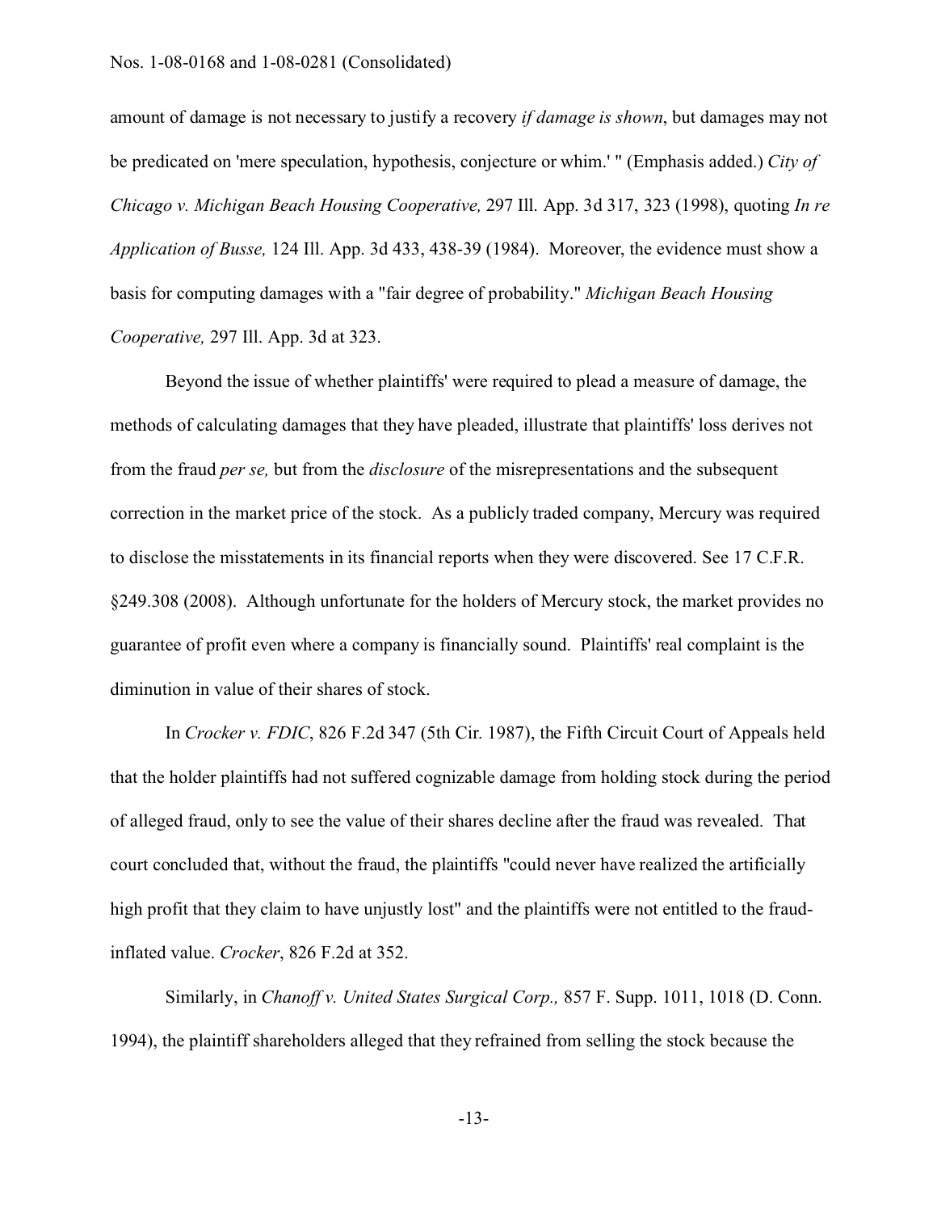amount of damage is not necessary to justify a recovery *if damage is shown*, but damages may not be predicated on 'mere speculation, hypothesis, conjecture or whim.' " (Emphasis added.) *City of Chicago v. Michigan Beach Housing Cooperative,* 297 Ill. App. 3d 317, 323 (1998), quoting *In re Application of Busse,* 124 Ill. App. 3d 433, 438-39 (1984). Moreover, the evidence must show a basis for computing damages with a "fair degree of probability." *Michigan Beach Housing Cooperative,* 297 Ill. App. 3d at 323.

Beyond the issue of whether plaintiffs' were required to plead a measure of damage, the methods of calculating damages that they have pleaded, illustrate that plaintiffs' loss derives not from the fraud *per se,* but from the *disclosure* of the misrepresentations and the subsequent correction in the market price of the stock. As a publicly traded company, Mercury was required to disclose the misstatements in its financial reports when they were discovered. See 17 C.F.R. §249.308 (2008). Although unfortunate for the holders of Mercury stock, the market provides no guarantee of profit even where a company is financially sound. Plaintiffs' real complaint is the diminution in value of their shares of stock.

In *Crocker v. FDIC*, 826 F.2d 347 (5th Cir. 1987), the Fifth Circuit Court of Appeals held that the holder plaintiffs had not suffered cognizable damage from holding stock during the period of alleged fraud, only to see the value of their shares decline after the fraud was revealed. That court concluded that, without the fraud, the plaintiffs "could never have realized the artificially high profit that they claim to have unjustly lost" and the plaintiffs were not entitled to the fraud-inflated value. *Crocker*, 826 F.2d at 352.

Similarly, in *Chanoff v. United States Surgical Corp.,* 857 F. Supp. 1011, 1018 (D. Conn. 1994), the plaintiff shareholders alleged that they refrained from selling the stock because the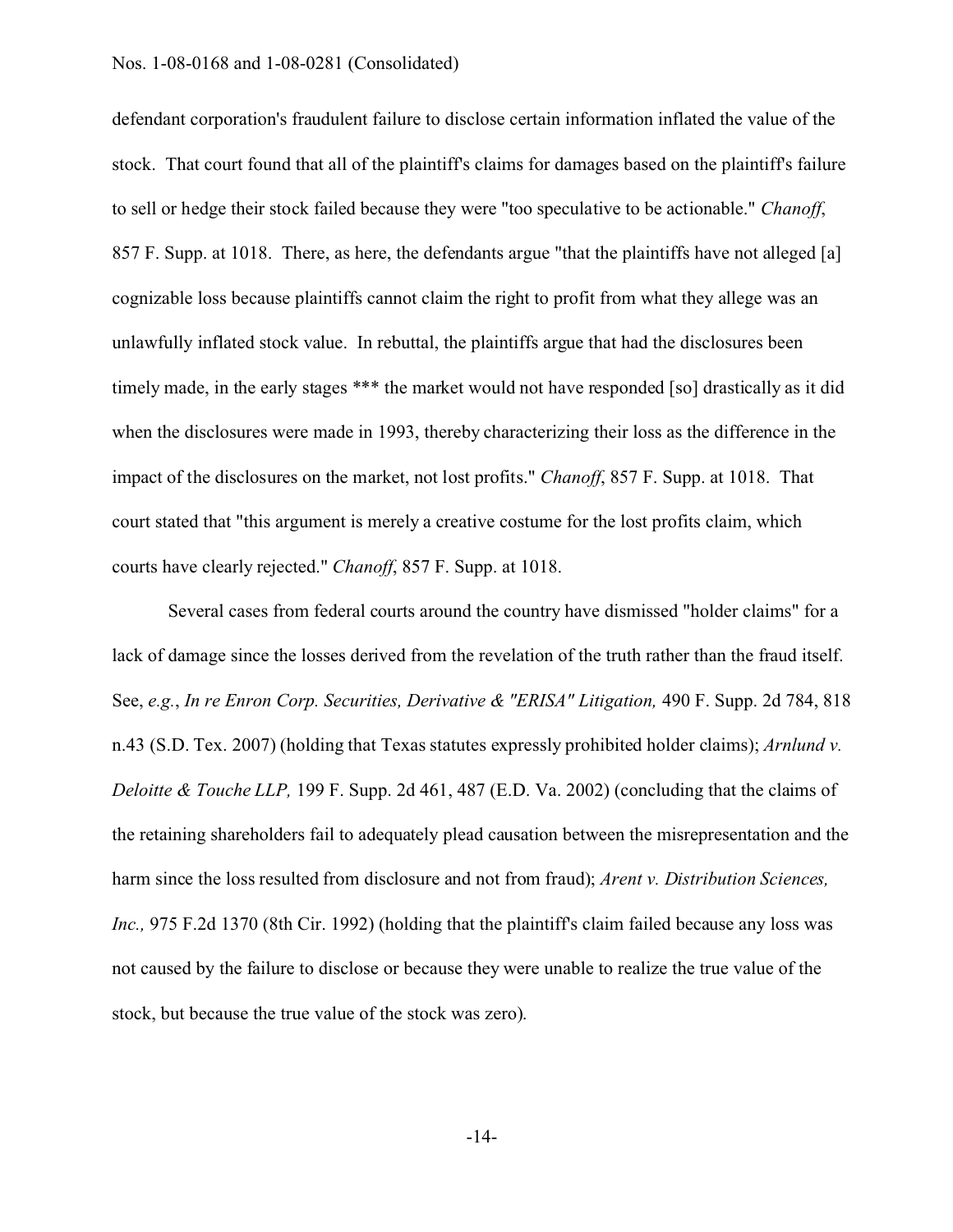defendant corporation's fraudulent failure to disclose certain information inflated the value of the stock. That court found that all of the plaintiff's claims for damages based on the plaintiff's failure to sell or hedge their stock failed because they were "too speculative to be actionable." *Chanoff*, 857 F. Supp. at 1018. There, as here, the defendants argue "that the plaintiffs have not alleged [a] cognizable loss because plaintiffs cannot claim the right to profit from what they allege was an unlawfully inflated stock value. In rebuttal, the plaintiffs argue that had the disclosures been timely made, in the early stages *** the market would not have responded [so] drastically as it did when the disclosures were made in 1993, thereby characterizing their loss as the difference in the impact of the disclosures on the market, not lost profits." *Chanoff*, 857 F. Supp. at 1018. That court stated that "this argument is merely a creative costume for the lost profits claim, which courts have clearly rejected." *Chanoff*, 857 F. Supp. at 1018.

Several cases from federal courts around the country have dismissed "holder claims" for a lack of damage since the losses derived from the revelation of the truth rather than the fraud itself. See, *e.g.*, *In re Enron Corp. Securities, Derivative & "ERISA" Litigation,* 490 F. Supp. 2d 784, 818 n.43 (S.D. Tex. 2007) (holding that Texas statutes expressly prohibited holder claims); *Arnlund v. Deloitte & Touche LLP,* 199 F. Supp. 2d 461, 487 (E.D. Va. 2002) (concluding that the claims of the retaining shareholders fail to adequately plead causation between the misrepresentation and the harm since the loss resulted from disclosure and not from fraud); *Arent v. Distribution Sciences, Inc.,* 975 F.2d 1370 (8th Cir. 1992) (holding that the plaintiff's claim failed because any loss was not caused by the failure to disclose or because they were unable to realize the true value of the stock, but because the true value of the stock was zero).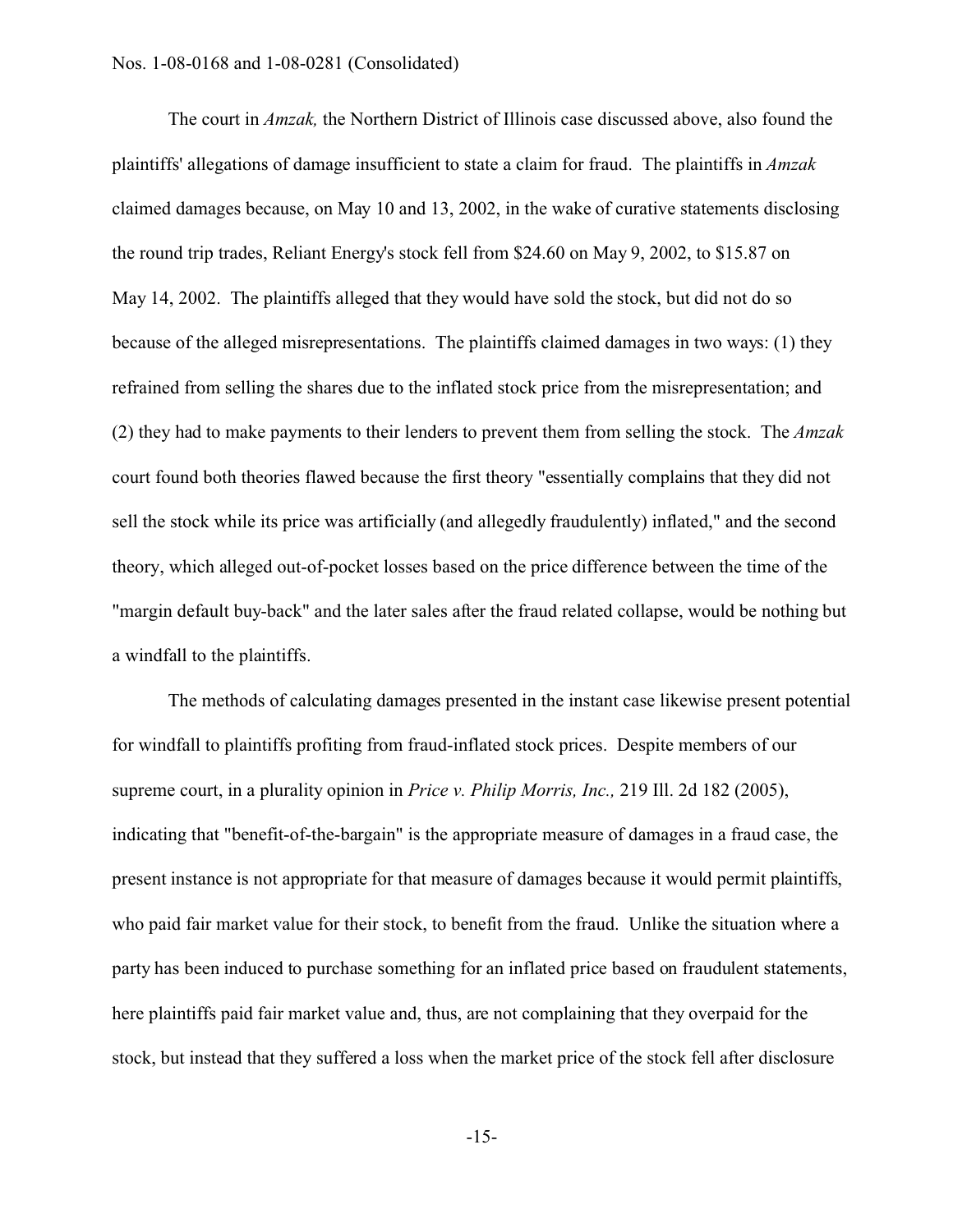The court in *Amzak,* the Northern District of Illinois case discussed above, also found the plaintiffs' allegations of damage insufficient to state a claim for fraud. The plaintiffs in *Amzak* claimed damages because, on May 10 and 13, 2002, in the wake of curative statements disclosing the round trip trades, Reliant Energy's stock fell from $24.60 on May 9, 2002, to $15.87 on May 14, 2002. The plaintiffs alleged that they would have sold the stock, but did not do so because of the alleged misrepresentations. The plaintiffs claimed damages in two ways: (1) they refrained from selling the shares due to the inflated stock price from the misrepresentation; and (2) they had to make payments to their lenders to prevent them from selling the stock. The *Amzak* court found both theories flawed because the first theory "essentially complains that they did not sell the stock while its price was artificially (and allegedly fraudulently) inflated," and the second theory, which alleged out-of-pocket losses based on the price difference between the time of the "margin default buy-back" and the later sales after the fraud related collapse, would be nothing but a windfall to the plaintiffs.

The methods of calculating damages presented in the instant case likewise present potential for windfall to plaintiffs profiting from fraud-inflated stock prices. Despite members of our supreme court, in a plurality opinion in *Price v. Philip Morris, Inc.,* 219 Ill. 2d 182 (2005), indicating that "benefit-of-the-bargain" is the appropriate measure of damages in a fraud case, the present instance is not appropriate for that measure of damages because it would permit plaintiffs, who paid fair market value for their stock, to benefit from the fraud. Unlike the situation where a party has been induced to purchase something for an inflated price based on fraudulent statements, here plaintiffs paid fair market value and, thus, are not complaining that they overpaid for the stock, but instead that they suffered a loss when the market price of the stock fell after disclosure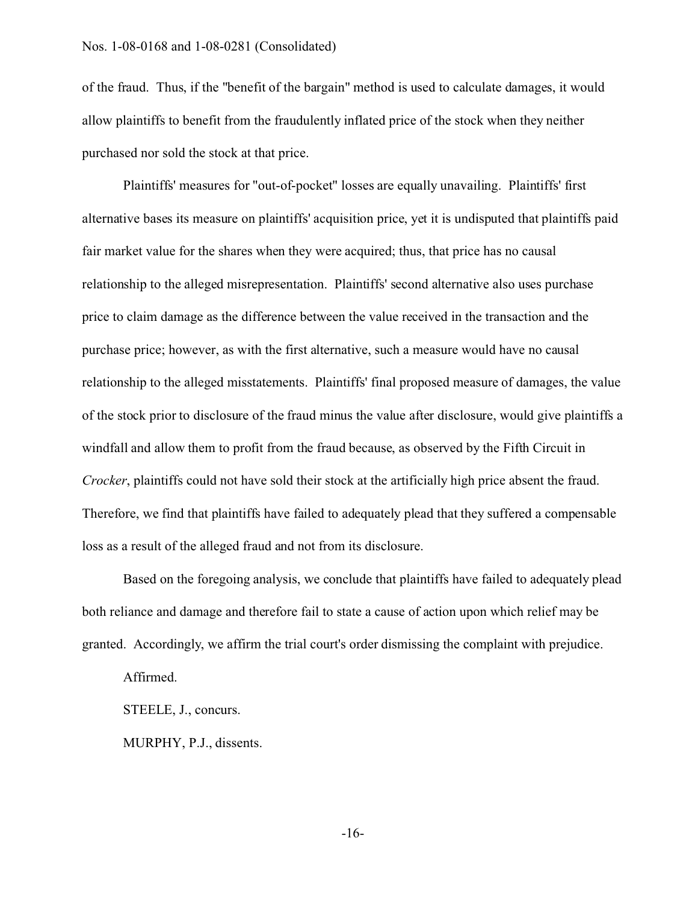of the fraud. Thus, if the "benefit of the bargain" method is used to calculate damages, it would allow plaintiffs to benefit from the fraudulently inflated price of the stock when they neither purchased nor sold the stock at that price.

Plaintiffs' measures for "out-of-pocket" losses are equally unavailing. Plaintiffs' first alternative bases its measure on plaintiffs' acquisition price, yet it is undisputed that plaintiffs paid fair market value for the shares when they were acquired; thus, that price has no causal relationship to the alleged misrepresentation. Plaintiffs' second alternative also uses purchase price to claim damage as the difference between the value received in the transaction and the purchase price; however, as with the first alternative, such a measure would have no causal relationship to the alleged misstatements. Plaintiffs' final proposed measure of damages, the value of the stock prior to disclosure of the fraud minus the value after disclosure, would give plaintiffs a windfall and allow them to profit from the fraud because, as observed by the Fifth Circuit in *Crocker*, plaintiffs could not have sold their stock at the artificially high price absent the fraud. Therefore, we find that plaintiffs have failed to adequately plead that they suffered a compensable loss as a result of the alleged fraud and not from its disclosure.

Based on the foregoing analysis, we conclude that plaintiffs have failed to adequately plead both reliance and damage and therefore fail to state a cause of action upon which relief may be granted. Accordingly, we affirm the trial court's order dismissing the complaint with prejudice.

Affirmed.

STEELE, J., concurs.

MURPHY, P.J., dissents.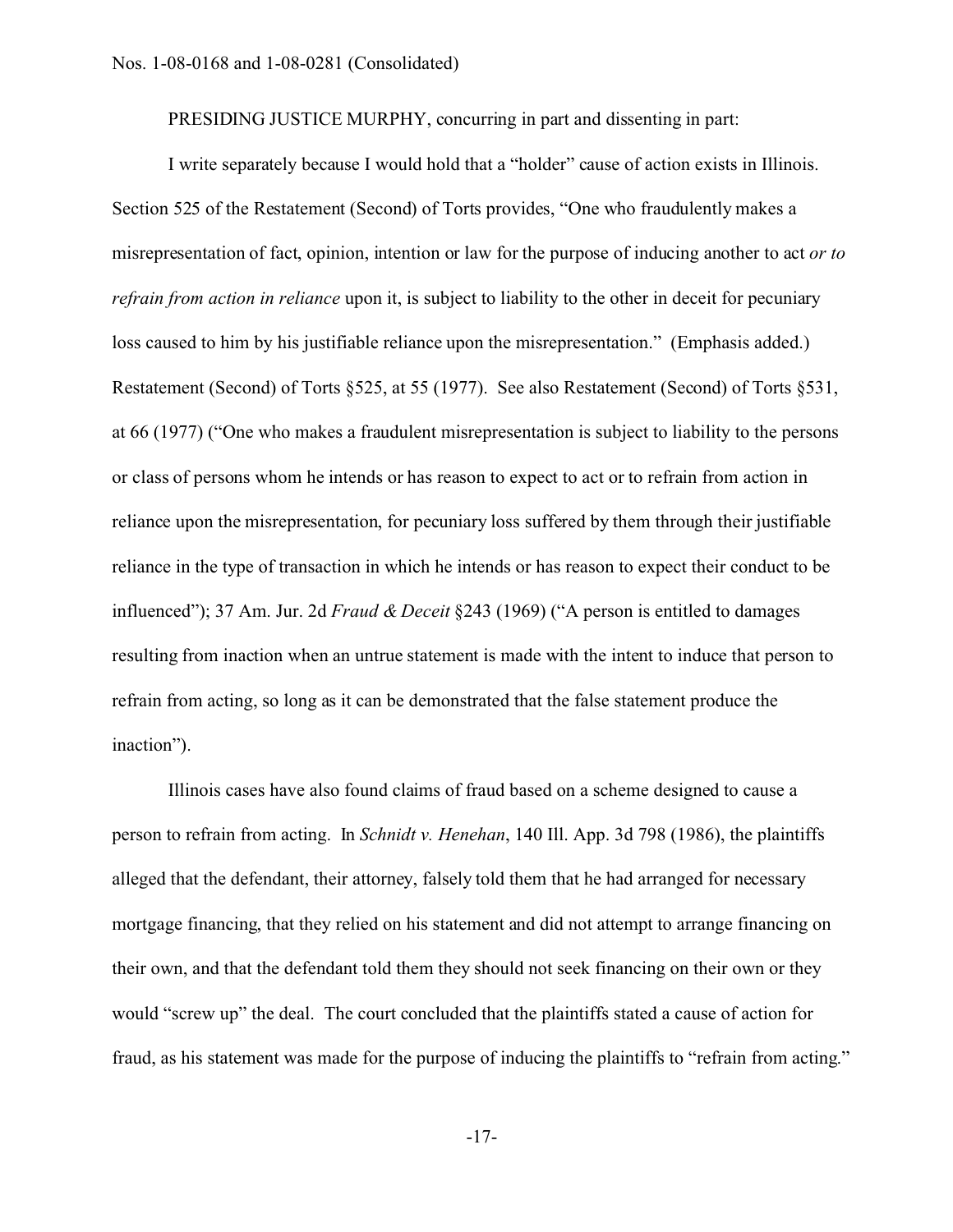PRESIDING JUSTICE MURPHY, concurring in part and dissenting in part:

I write separately because I would hold that a "holder" cause of action exists in Illinois. Section 525 of the Restatement (Second) of Torts provides, "One who fraudulently makes a misrepresentation of fact, opinion, intention or law for the purpose of inducing another to act *or to refrain from action in reliance* upon it, is subject to liability to the other in deceit for pecuniary loss caused to him by his justifiable reliance upon the misrepresentation." (Emphasis added.) Restatement (Second) of Torts §525, at 55 (1977). See also Restatement (Second) of Torts §531, at 66 (1977) ("One who makes a fraudulent misrepresentation is subject to liability to the persons or class of persons whom he intends or has reason to expect to act or to refrain from action in reliance upon the misrepresentation, for pecuniary loss suffered by them through their justifiable reliance in the type of transaction in which he intends or has reason to expect their conduct to be influenced"); 37 Am. Jur. 2d *Fraud & Deceit* §243 (1969) ("A person is entitled to damages resulting from inaction when an untrue statement is made with the intent to induce that person to refrain from acting, so long as it can be demonstrated that the false statement produce the inaction").

Illinois cases have also found claims of fraud based on a scheme designed to cause a person to refrain from acting. In *Schnidt v. Henehan*, 140 Ill. App. 3d 798 (1986), the plaintiffs alleged that the defendant, their attorney, falsely told them that he had arranged for necessary mortgage financing, that they relied on his statement and did not attempt to arrange financing on their own, and that the defendant told them they should not seek financing on their own or they would "screw up" the deal. The court concluded that the plaintiffs stated a cause of action for fraud, as his statement was made for the purpose of inducing the plaintiffs to "refrain from acting."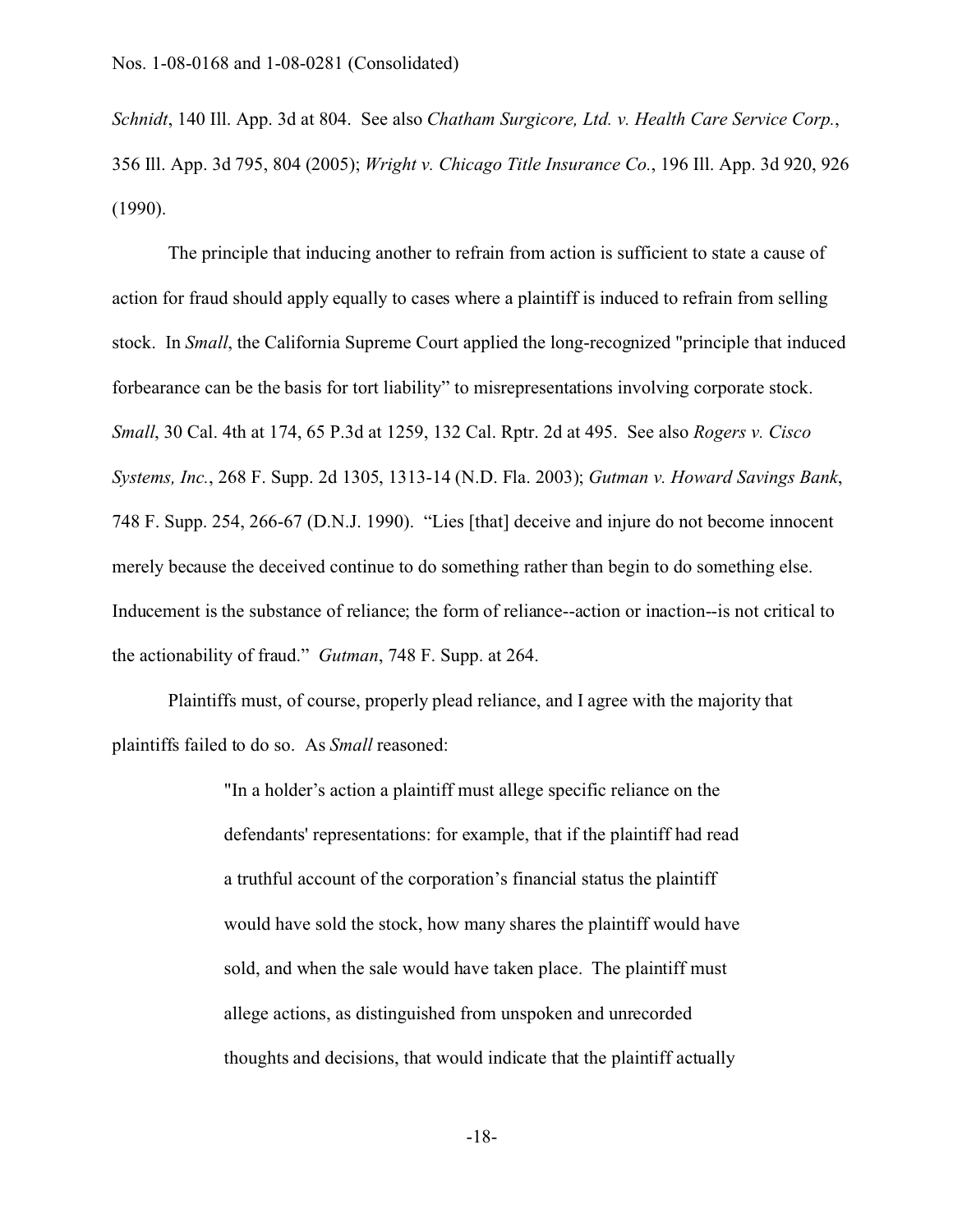*Schnidt*, 140 Ill. App. 3d at 804. See also *Chatham Surgicore, Ltd. v. Health Care Service Corp.*, 356 Ill. App. 3d 795, 804 (2005); *Wright v. Chicago Title Insurance Co.*, 196 Ill. App. 3d 920, 926 (1990).

The principle that inducing another to refrain from action is sufficient to state a cause of action for fraud should apply equally to cases where a plaintiff is induced to refrain from selling stock. In *Small*, the California Supreme Court applied the long-recognized "principle that induced forbearance can be the basis for tort liability" to misrepresentations involving corporate stock. *Small*, 30 Cal. 4th at 174, 65 P.3d at 1259, 132 Cal. Rptr. 2d at 495. See also *Rogers v. Cisco Systems, Inc.*, 268 F. Supp. 2d 1305, 1313-14 (N.D. Fla. 2003); *Gutman v. Howard Savings Bank*, 748 F. Supp. 254, 266-67 (D.N.J. 1990). "Lies [that] deceive and injure do not become innocent merely because the deceived continue to do something rather than begin to do something else. Inducement is the substance of reliance; the form of reliance--action or inaction--is not critical to the actionability of fraud." *Gutman*, 748 F. Supp. at 264.

Plaintiffs must, of course, properly plead reliance, and I agree with the majority that plaintiffs failed to do so. As *Small* reasoned:

> "In a holder's action a plaintiff must allege specific reliance on the defendants' representations: for example, that if the plaintiff had read a truthful account of the corporation's financial status the plaintiff would have sold the stock, how many shares the plaintiff would have sold, and when the sale would have taken place. The plaintiff must allege actions, as distinguished from unspoken and unrecorded thoughts and decisions, that would indicate that the plaintiff actually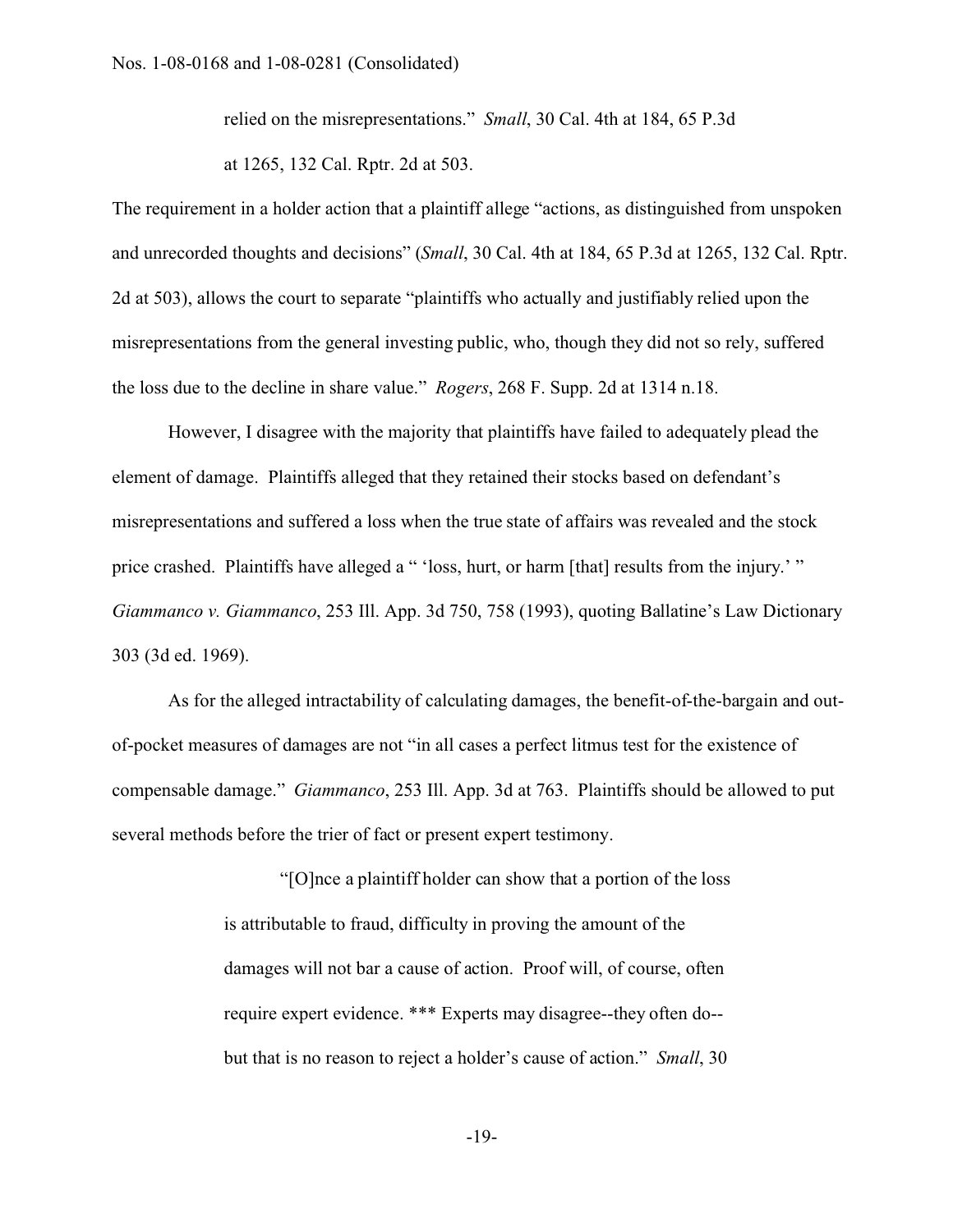relied on the misrepresentations." *Small*, 30 Cal. 4th at 184, 65 P.3d at 1265, 132 Cal. Rptr. 2d at 503.

The requirement in a holder action that a plaintiff allege "actions, as distinguished from unspoken and unrecorded thoughts and decisions" (*Small*, 30 Cal. 4th at 184, 65 P.3d at 1265, 132 Cal. Rptr. 2d at 503), allows the court to separate "plaintiffs who actually and justifiably relied upon the misrepresentations from the general investing public, who, though they did not so rely, suffered the loss due to the decline in share value." *Rogers*, 268 F. Supp. 2d at 1314 n.18.

However, I disagree with the majority that plaintiffs have failed to adequately plead the element of damage. Plaintiffs alleged that they retained their stocks based on defendant's misrepresentations and suffered a loss when the true state of affairs was revealed and the stock price crashed. Plaintiffs have alleged a " 'loss, hurt, or harm [that] results from the injury.' " *Giammanco v. Giammanco*, 253 Ill. App. 3d 750, 758 (1993), quoting Ballatine's Law Dictionary 303 (3d ed. 1969).

As for the alleged intractability of calculating damages, the benefit-of-the-bargain and out-of-pocket measures of damages are not "in all cases a perfect litmus test for the existence of compensable damage." *Giammanco*, 253 Ill. App. 3d at 763. Plaintiffs should be allowed to put several methods before the trier of fact or present expert testimony.

> "[O]nce a plaintiff holder can show that a portion of the loss is attributable to fraud, difficulty in proving the amount of the damages will not bar a cause of action. Proof will, of course, often require expert evidence. *** Experts may disagree--they often do--but that is no reason to reject a holder's cause of action." *Small*, 30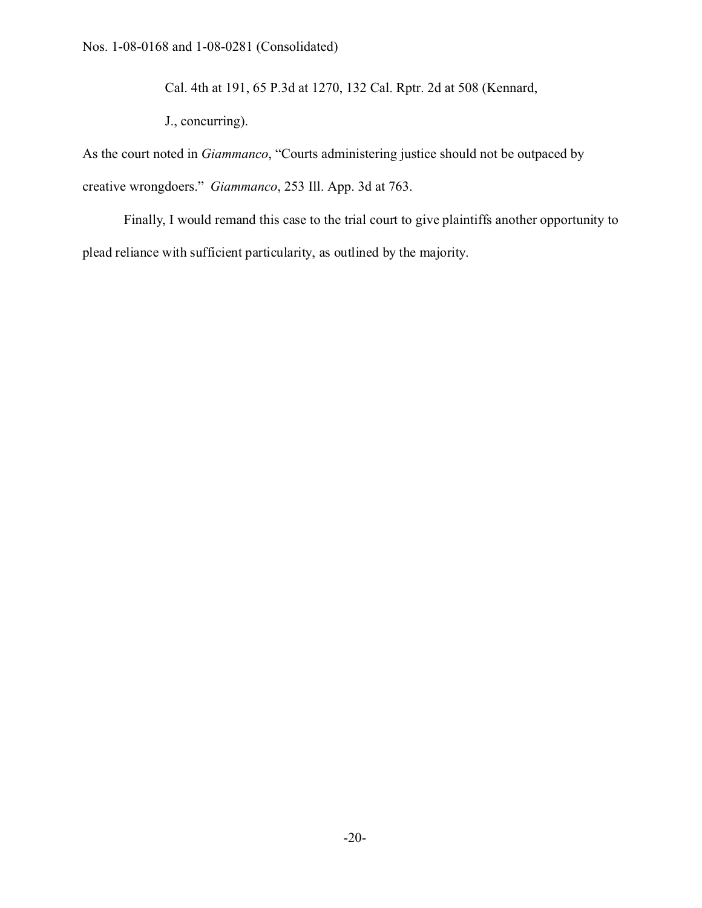Cal. 4th at 191, 65 P.3d at 1270, 132 Cal. Rptr. 2d at 508 (Kennard, J., concurring).

As the court noted in *Giammanco*, "Courts administering justice should not be outpaced by creative wrongdoers." *Giammanco*, 253 Ill. App. 3d at 763.

Finally, I would remand this case to the trial court to give plaintiffs another opportunity to plead reliance with sufficient particularity, as outlined by the majority.